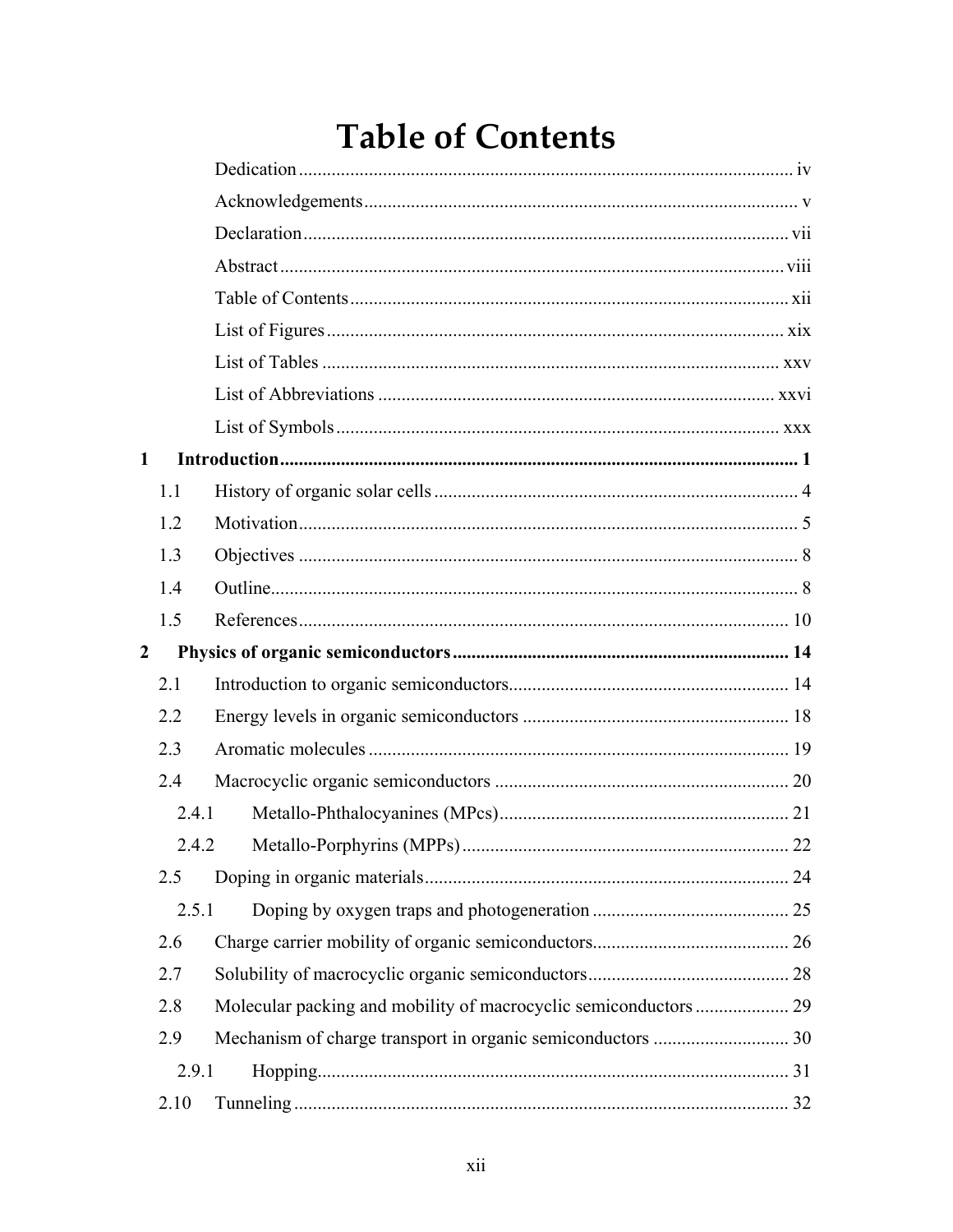# Table of Contents

Dedication ........................................................................................................ iv

Acknowledgements .............................................................................................. v

Declaration ........................................................................................................ vii

Abstract ........................................................................................................... viii

Table of Contents ............................................................................................... xii

List of Figures .................................................................................................... xix

List of Tables ..................................................................................................... xxv

List of Abbreviations ........................................................................................ xxvi

List of Symbols .................................................................................................. xxx

**1 Introduction ........................................................................................................ 1**

1.1 History of organic solar cells ............................................................................ 4

1.2 Motivation ......................................................................................................... 5

1.3 Objectives ......................................................................................................... 8

1.4 Outline .............................................................................................................. 8

1.5 References ....................................................................................................... 10

**2 Physics of organic semiconductors ................................................................... 14**

2.1 Introduction to organic semiconductors .......................................................... 14

2.2 Energy levels in organic semiconductors ......................................................... 18

2.3 Aromatic molecules ......................................................................................... 19

2.4 Macrocyclic organic semiconductors .............................................................. 20

2.4.1 Metallo-Phthalocyanines (MPcs) ................................................................. 21

2.4.2 Metallo-Porphyrins (MPPs) .......................................................................... 22

2.5 Doping in organic materials ............................................................................. 24

2.5.1 Doping by oxygen traps and photogeneration .............................................. 25

2.6 Charge carrier mobility of organic semiconductors .......................................... 26

2.7 Solubility of macrocyclic organic semiconductors ........................................... 28

2.8 Molecular packing and mobility of macrocyclic semiconductors .................... 29

2.9 Mechanism of charge transport in organic semiconductors ............................. 30

2.9.1 Hopping ........................................................................................................ 31

2.10 Tunneling ........................................................................................................ 32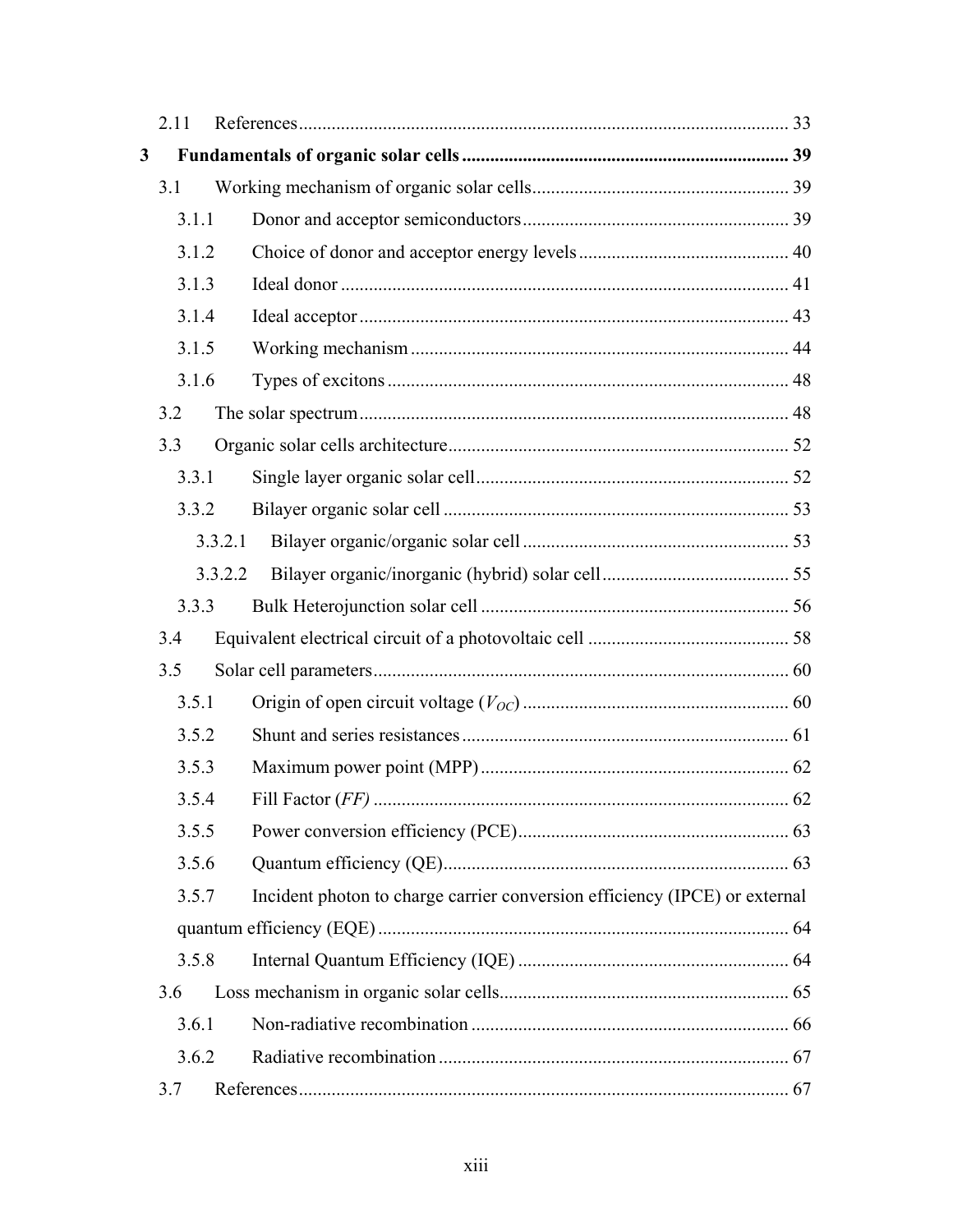2.11 References ........................................................................................ 33

**3 Fundamentals of organic solar cells** ...................................................................... 39

3.1 Working mechanism of organic solar cells ....................................................... 39

3.1.1 Donor and acceptor semiconductors ......................................................... 39

3.1.2 Choice of donor and acceptor energy levels ............................................. 40

3.1.3 Ideal donor ............................................................................................... 41

3.1.4 Ideal acceptor ........................................................................................... 43

3.1.5 Working mechanism ................................................................................. 44

3.1.6 Types of excitons ..................................................................................... 48

3.2 The solar spectrum ........................................................................................... 48

3.3 Organic solar cells architecture ......................................................................... 52

3.3.1 Single layer organic solar cell ................................................................... 52

3.3.2 Bilayer organic solar cell .......................................................................... 53

3.3.2.1 Bilayer organic/organic solar cell ......................................................... 53

3.3.2.2 Bilayer organic/inorganic (hybrid) solar cell ........................................ 55

3.3.3 Bulk Heterojunction solar cell .................................................................. 56

3.4 Equivalent electrical circuit of a photovoltaic cell ........................................... 58

3.5 Solar cell parameters ......................................................................................... 60

3.5.1 Origin of open circuit voltage ($V_{OC}$) ......................................................... 60

3.5.2 Shunt and series resistances ...................................................................... 61

3.5.3 Maximum power point (MPP) .................................................................. 62

3.5.4 Fill Factor (*FF*) ........................................................................................ 62

3.5.5 Power conversion efficiency (PCE) .......................................................... 63

3.5.6 Quantum efficiency (QE) .......................................................................... 63

3.5.7 Incident photon to charge carrier conversion efficiency (IPCE) or external quantum efficiency (EQE) ....................................................................................... 64

3.5.8 Internal Quantum Efficiency (IQE) .......................................................... 64

3.6 Loss mechanism in organic solar cells .............................................................. 65

3.6.1 Non-radiative recombination .................................................................... 66

3.6.2 Radiative recombination ........................................................................... 67

3.7 References ........................................................................................................ 67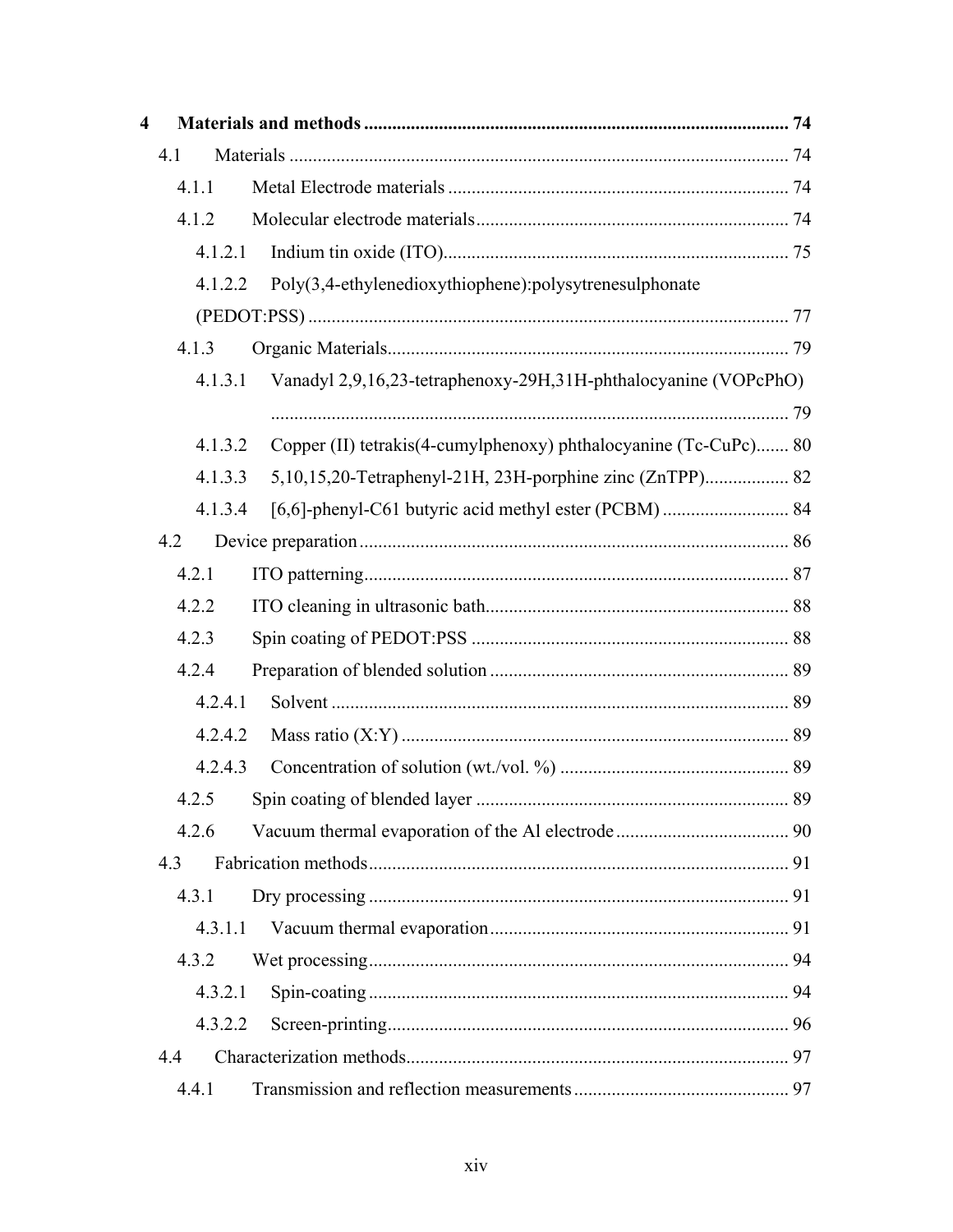4 **Materials and methods** ........................................................................................... 74

4.1 Materials ........................................................................................................... 74

4.1.1 Metal Electrode materials ......................................................................... 74

4.1.2 Molecular electrode materials ................................................................... 74

4.1.2.1 Indium tin oxide (ITO) .......................................................................... 75

4.1.2.2 Poly(3,4-ethylenedioxythiophene):polysytrenesulphonate (PEDOT:PSS) ...................................................................................................... 77

4.1.3 Organic Materials ...................................................................................... 79

4.1.3.1 Vanadyl 2,9,16,23-tetraphenoxy-29H,31H-phthalocyanine (VOPcPhO) ............................................................................................... 79

4.1.3.2 Copper (II) tetrakis(4-cumylphenoxy) phthalocyanine (Tc-CuPc) ....... 80

4.1.3.3 5,10,15,20-Tetraphenyl-21H, 23H-porphine zinc (ZnTPP) .................. 82

4.1.3.4 [6,6]-phenyl-C61 butyric acid methyl ester (PCBM) ........................... 84

4.2 Device preparation ........................................................................................... 86

4.2.1 ITO patterning ........................................................................................... 87

4.2.2 ITO cleaning in ultrasonic bath ................................................................. 88

4.2.3 Spin coating of PEDOT:PSS .................................................................... 88

4.2.4 Preparation of blended solution ................................................................ 89

4.2.4.1 Solvent .................................................................................................. 89

4.2.4.2 Mass ratio (X:Y) ................................................................................... 89

4.2.4.3 Concentration of solution (wt./vol. %) ................................................. 89

4.2.5 Spin coating of blended layer ................................................................... 89

4.2.6 Vacuum thermal evaporation of the Al electrode ..................................... 90

4.3 Fabrication methods ......................................................................................... 91

4.3.1 Dry processing .......................................................................................... 91

4.3.1.1 Vacuum thermal evaporation ................................................................ 91

4.3.2 Wet processing .......................................................................................... 94

4.3.2.1 Spin-coating .......................................................................................... 94

4.3.2.2 Screen-printing ...................................................................................... 96

4.4 Characterization methods ................................................................................. 97

4.4.1 Transmission and reflection measurements .............................................. 97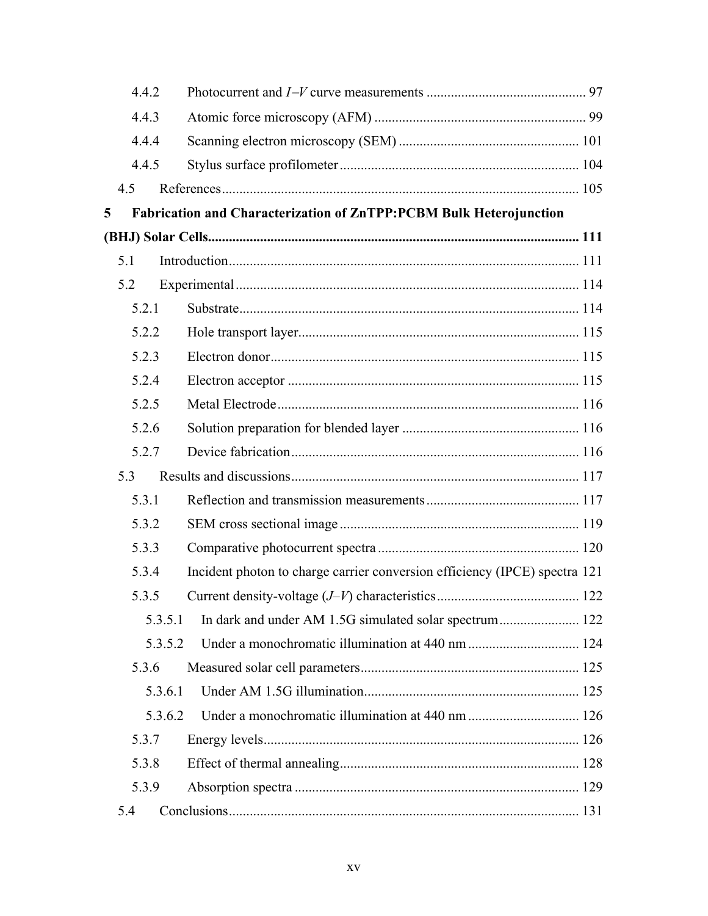4.4.2 Photocurrent and $I$–$V$ curve measurements ............................................. 97

4.4.3 Atomic force microscopy (AFM) ............................................................ 99

4.4.4 Scanning electron microscopy (SEM) ................................................... 101

4.4.5 Stylus surface profilometer .................................................................... 104

4.5 References ...................................................................................................... 105

**5 Fabrication and Characterization of ZnTPP:PCBM Bulk Heterojunction (BHJ) Solar Cells ......................................................................................................... 111**

5.1 Introduction .................................................................................................... 111

5.2 Experimental .................................................................................................. 114

5.2.1 Substrate ................................................................................................. 114

5.2.2 Hole transport layer ................................................................................ 115

5.2.3 Electron donor ........................................................................................ 115

5.2.4 Electron acceptor ................................................................................... 115

5.2.5 Metal Electrode ...................................................................................... 116

5.2.6 Solution preparation for blended layer .................................................. 116

5.2.7 Device fabrication .................................................................................. 116

5.3 Results and discussions .................................................................................. 117

5.3.1 Reflection and transmission measurements ............................................ 117

5.3.2 SEM cross sectional image .................................................................... 119

5.3.3 Comparative photocurrent spectra .......................................................... 120

5.3.4 Incident photon to charge carrier conversion efficiency (IPCE) spectra 121

5.3.5 Current density-voltage ($J$–$V$) characteristics ......................................... 122

5.3.5.1 In dark and under AM 1.5G simulated solar spectrum ....................... 122

5.3.5.2 Under a monochromatic illumination at 440 nm ................................ 124

5.3.6 Measured solar cell parameters .............................................................. 125

5.3.6.1 Under AM 1.5G illumination ............................................................. 125

5.3.6.2 Under a monochromatic illumination at 440 nm ................................ 126

5.3.7 Energy levels .......................................................................................... 126

5.3.8 Effect of thermal annealing .................................................................... 128

5.3.9 Absorption spectra ................................................................................. 129

5.4 Conclusions .................................................................................................... 131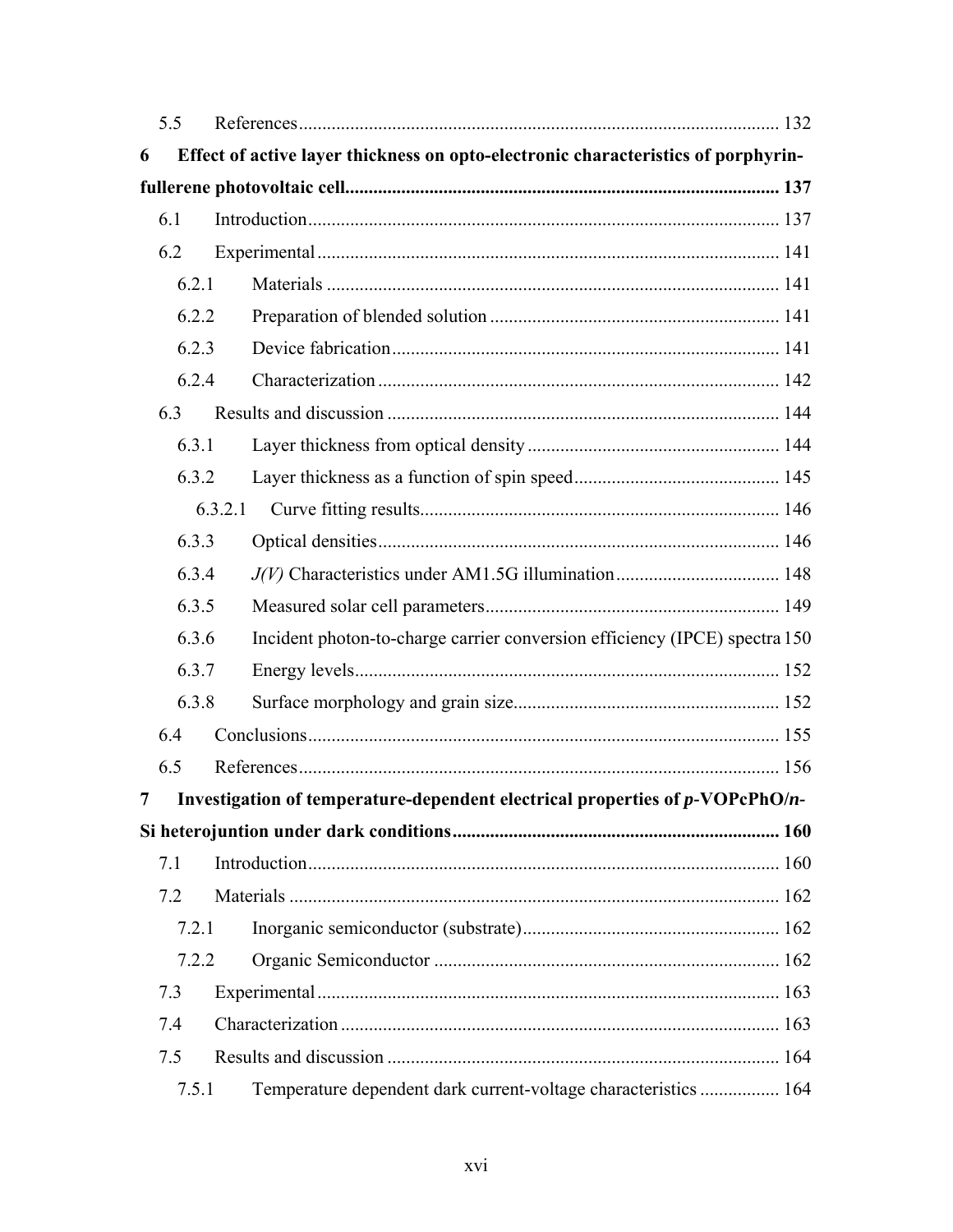5.5 References ..... 132

**6 Effect of active layer thickness on opto-electronic characteristics of porphyrin-fullerene photovoltaic cell ..... 137**

6.1 Introduction ..... 137

6.2 Experimental ..... 141

6.2.1 Materials ..... 141

6.2.2 Preparation of blended solution ..... 141

6.2.3 Device fabrication ..... 141

6.2.4 Characterization ..... 142

6.3 Results and discussion ..... 144

6.3.1 Layer thickness from optical density ..... 144

6.3.2 Layer thickness as a function of spin speed ..... 145

6.3.2.1 Curve fitting results ..... 146

6.3.3 Optical densities ..... 146

6.3.4 *J(V)* Characteristics under AM1.5G illumination ..... 148

6.3.5 Measured solar cell parameters ..... 149

6.3.6 Incident photon-to-charge carrier conversion efficiency (IPCE) spectra 150

6.3.7 Energy levels ..... 152

6.3.8 Surface morphology and grain size ..... 152

6.4 Conclusions ..... 155

6.5 References ..... 156

**7 Investigation of temperature-dependent electrical properties of *p*-VOPcPhO/*n*-Si heterojuntion under dark conditions ..... 160**

7.1 Introduction ..... 160

7.2 Materials ..... 162

7.2.1 Inorganic semiconductor (substrate) ..... 162

7.2.2 Organic Semiconductor ..... 162

7.3 Experimental ..... 163

7.4 Characterization ..... 163

7.5 Results and discussion ..... 164

7.5.1 Temperature dependent dark current-voltage characteristics ..... 164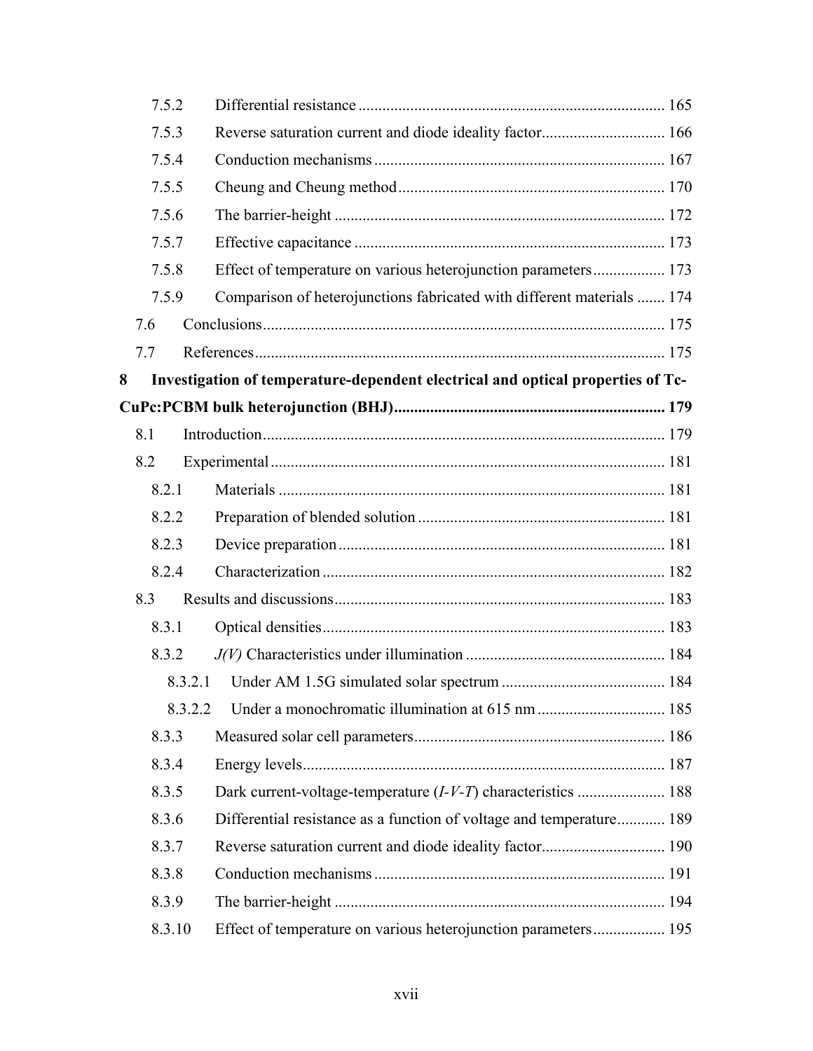7.5.2 Differential resistance ............................................................................ 165

7.5.3 Reverse saturation current and diode ideality factor.............................. 166

7.5.4 Conduction mechanisms ........................................................................ 167

7.5.5 Cheung and Cheung method .................................................................. 170

7.5.6 The barrier-height .................................................................................. 172

7.5.7 Effective capacitance ............................................................................. 173

7.5.8 Effect of temperature on various heterojunction parameters.................. 173

7.5.9 Comparison of heterojunctions fabricated with different materials ....... 174

7.6 Conclusions.................................................................................................... 175

7.7 References...................................................................................................... 175

**8 Investigation of temperature-dependent electrical and optical properties of Tc-CuPc:PCBM bulk heterojunction (BHJ)................................................................... 179**

8.1 Introduction.................................................................................................... 179

8.2 Experimental .................................................................................................. 181

8.2.1 Materials ................................................................................................ 181

8.2.2 Preparation of blended solution ............................................................. 181

8.2.3 Device preparation ................................................................................. 181

8.2.4 Characterization ..................................................................................... 182

8.3 Results and discussions.................................................................................. 183

8.3.1 Optical densities..................................................................................... 183

8.3.2 *J(V)* Characteristics under illumination ................................................. 184

8.3.2.1 Under AM 1.5G simulated solar spectrum ......................................... 184

8.3.2.2 Under a monochromatic illumination at 615 nm ................................ 185

8.3.3 Measured solar cell parameters.............................................................. 186

8.3.4 Energy levels.......................................................................................... 187

8.3.5 Dark current-voltage-temperature (*I-V-T*) characteristics ...................... 188

8.3.6 Differential resistance as a function of voltage and temperature............ 189

8.3.7 Reverse saturation current and diode ideality factor............................... 190

8.3.8 Conduction mechanisms ........................................................................ 191

8.3.9 The barrier-height .................................................................................. 194

8.3.10 Effect of temperature on various heterojunction parameters.................. 195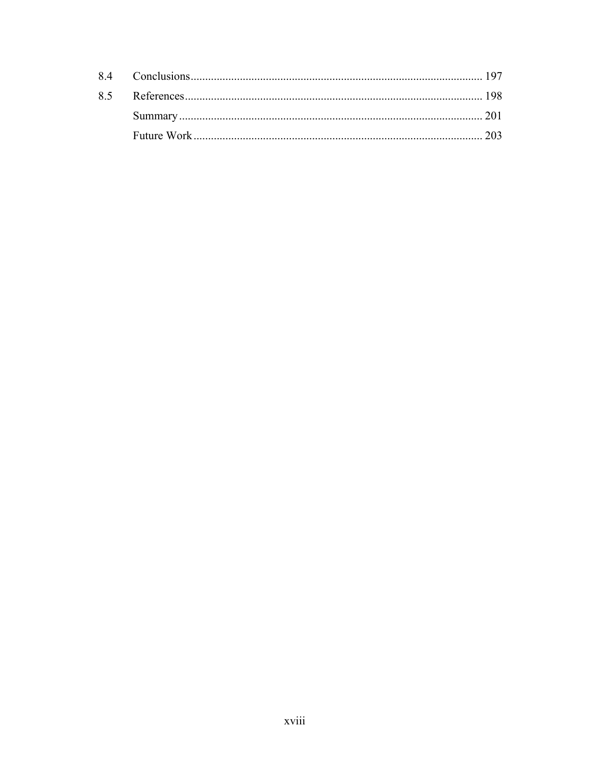8.4 Conclusions ........................................................................................................ 197

8.5 References .......................................................................................................... 198

Summary ............................................................................................................... 201

Future Work .......................................................................................................... 203